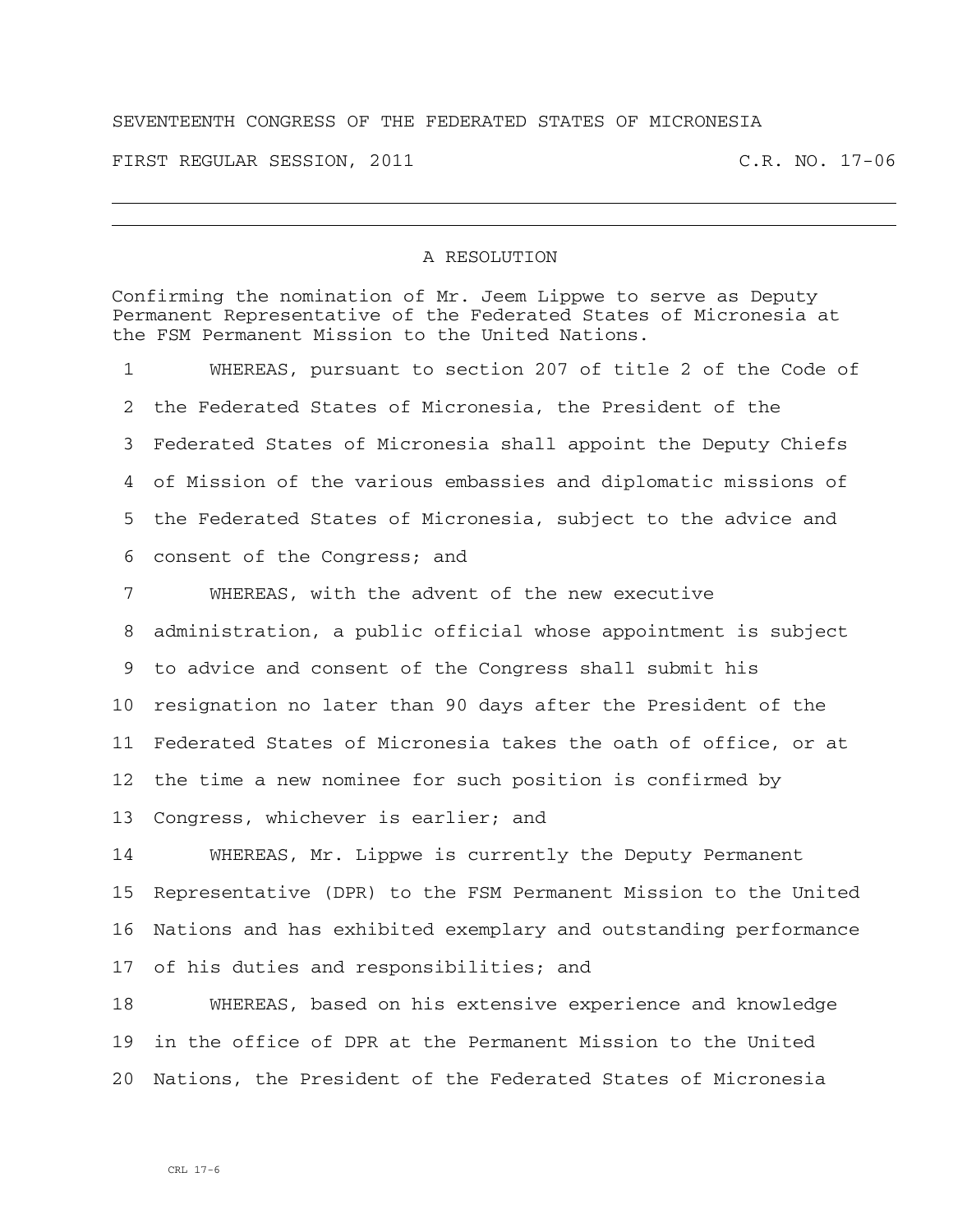SEVENTEENTH CONGRESS OF THE FEDERATED STATES OF MICRONESIA

FIRST REGULAR SESSION, 2011 C.R. NO. 17-06

---

# A RESOLUTION

Confirming the nomination of Mr. Jeem Lippwe to serve as Deputy Permanent Representative of the Federated States of Micronesia at the FSM Permanent Mission to the United Nations.

1 WHEREAS, pursuant to section 207 of title 2 of the Code of
2 the Federated States of Micronesia, the President of the
3 Federated States of Micronesia shall appoint the Deputy Chiefs
4 of Mission of the various embassies and diplomatic missions of
5 the Federated States of Micronesia, subject to the advice and
6 consent of the Congress; and

7 WHEREAS, with the advent of the new executive
8 administration, a public official whose appointment is subject
9 to advice and consent of the Congress shall submit his
10 resignation no later than 90 days after the President of the
11 Federated States of Micronesia takes the oath of office, or at
12 the time a new nominee for such position is confirmed by
13 Congress, whichever is earlier; and

14 WHEREAS, Mr. Lippwe is currently the Deputy Permanent
15 Representative (DPR) to the FSM Permanent Mission to the United
16 Nations and has exhibited exemplary and outstanding performance
17 of his duties and responsibilities; and

18 WHEREAS, based on his extensive experience and knowledge
19 in the office of DPR at the Permanent Mission to the United
20 Nations, the President of the Federated States of Micronesia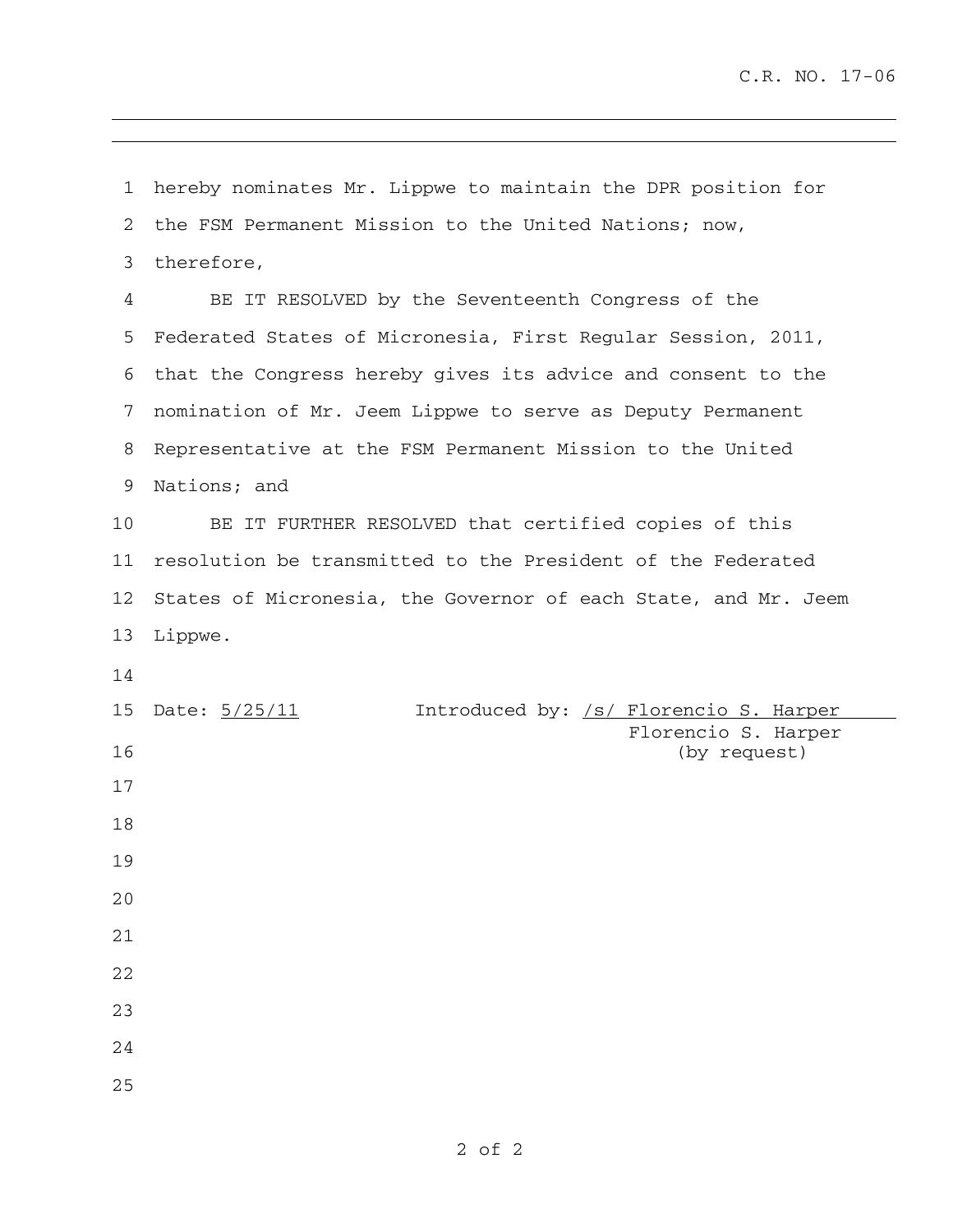hereby nominates Mr. Lippwe to maintain the DPR position for the FSM Permanent Mission to the United Nations; now, therefore,

BE IT RESOLVED by the Seventeenth Congress of the Federated States of Micronesia, First Regular Session, 2011, that the Congress hereby gives its advice and consent to the nomination of Mr. Jeem Lippwe to serve as Deputy Permanent Representative at the FSM Permanent Mission to the United Nations; and

BE IT FURTHER RESOLVED that certified copies of this resolution be transmitted to the President of the Federated States of Micronesia, the Governor of each State, and Mr. Jeem Lippwe.

Date: 5/25/11 Introduced by: /s/ Florencio S. Harper

Florencio S. Harper
(by request)